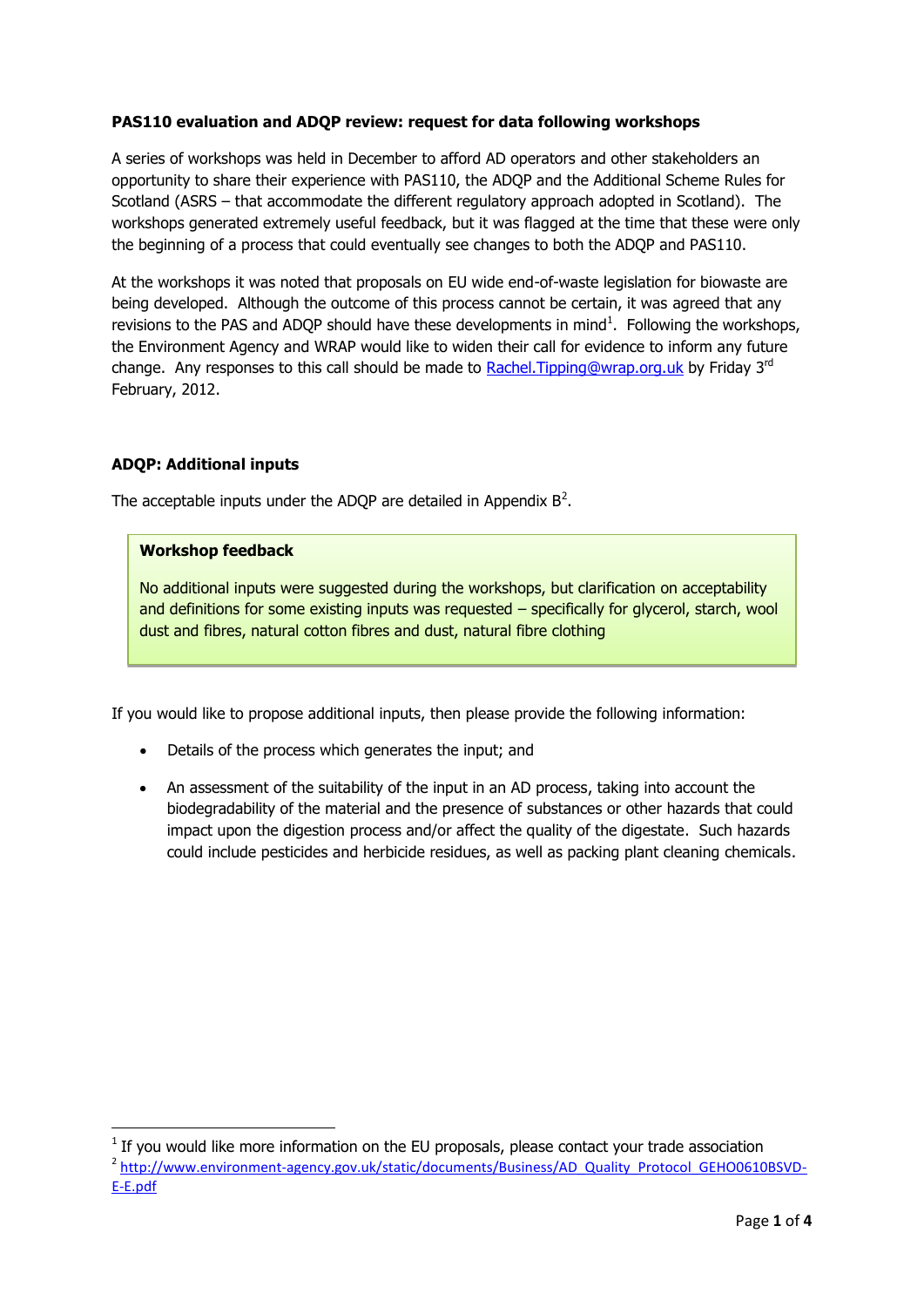**PAS110 evaluation and ADQP review: request for data following workshops**

A series of workshops was held in December to afford AD operators and other stakeholders an opportunity to share their experience with PAS110, the ADQP and the Additional Scheme Rules for Scotland (ASRS – that accommodate the different regulatory approach adopted in Scotland). The workshops generated extremely useful feedback, but it was flagged at the time that these were only the beginning of a process that could eventually see changes to both the ADQP and PAS110.

At the workshops it was noted that proposals on EU wide end-of-waste legislation for biowaste are being developed. Although the outcome of this process cannot be certain, it was agreed that any revisions to the PAS and ADQP should have these developments in mind[1]. Following the workshops, the Environment Agency and WRAP would like to widen their call for evidence to inform any future change. Any responses to this call should be made to Rachel.Tipping@wrap.org.uk by Friday 3rd February, 2012.

**ADQP: Additional inputs**

The acceptable inputs under the ADQP are detailed in Appendix B[2].

> **Workshop feedback**
>
> No additional inputs were suggested during the workshops, but clarification on acceptability and definitions for some existing inputs was requested – specifically for glycerol, starch, wool dust and fibres, natural cotton fibres and dust, natural fibre clothing

If you would like to propose additional inputs, then please provide the following information:

- Details of the process which generates the input; and
- An assessment of the suitability of the input in an AD process, taking into account the biodegradability of the material and the presence of substances or other hazards that could impact upon the digestion process and/or affect the quality of the digestate. Such hazards could include pesticides and herbicide residues, as well as packing plant cleaning chemicals.

---

[1] If you would like more information on the EU proposals, please contact your trade association

[2] http://www.environment-agency.gov.uk/static/documents/Business/AD_Quality_Protocol_GEHO0610BSVD-E-E.pdf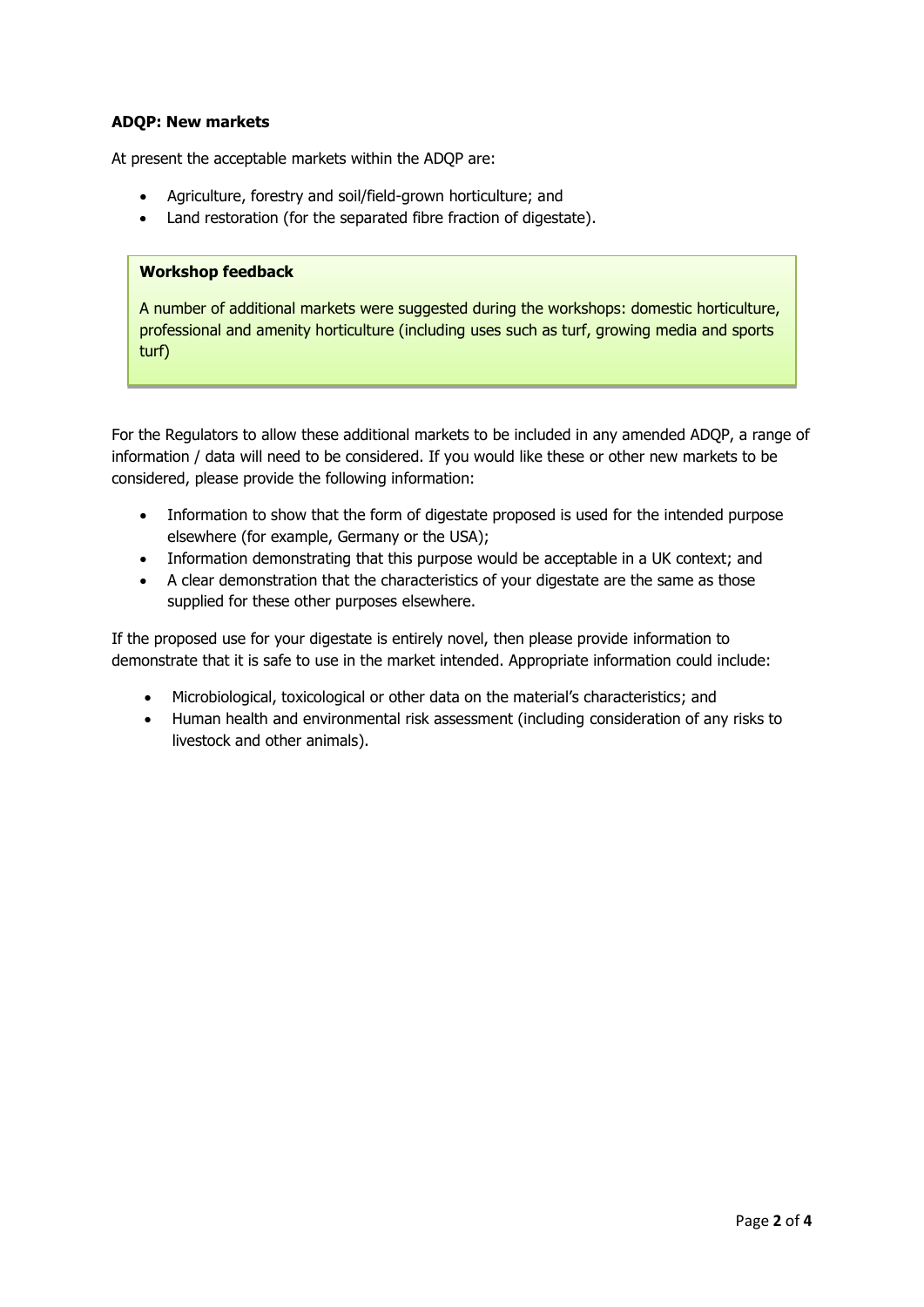**ADQP: New markets**

At present the acceptable markets within the ADQP are:

- Agriculture, forestry and soil/field-grown horticulture; and
- Land restoration (for the separated fibre fraction of digestate).

> **Workshop feedback**
>
> A number of additional markets were suggested during the workshops: domestic horticulture, professional and amenity horticulture (including uses such as turf, growing media and sports turf)

For the Regulators to allow these additional markets to be included in any amended ADQP, a range of information / data will need to be considered. If you would like these or other new markets to be considered, please provide the following information:

- Information to show that the form of digestate proposed is used for the intended purpose elsewhere (for example, Germany or the USA);
- Information demonstrating that this purpose would be acceptable in a UK context; and
- A clear demonstration that the characteristics of your digestate are the same as those supplied for these other purposes elsewhere.

If the proposed use for your digestate is entirely novel, then please provide information to demonstrate that it is safe to use in the market intended. Appropriate information could include:

- Microbiological, toxicological or other data on the material's characteristics; and
- Human health and environmental risk assessment (including consideration of any risks to livestock and other animals).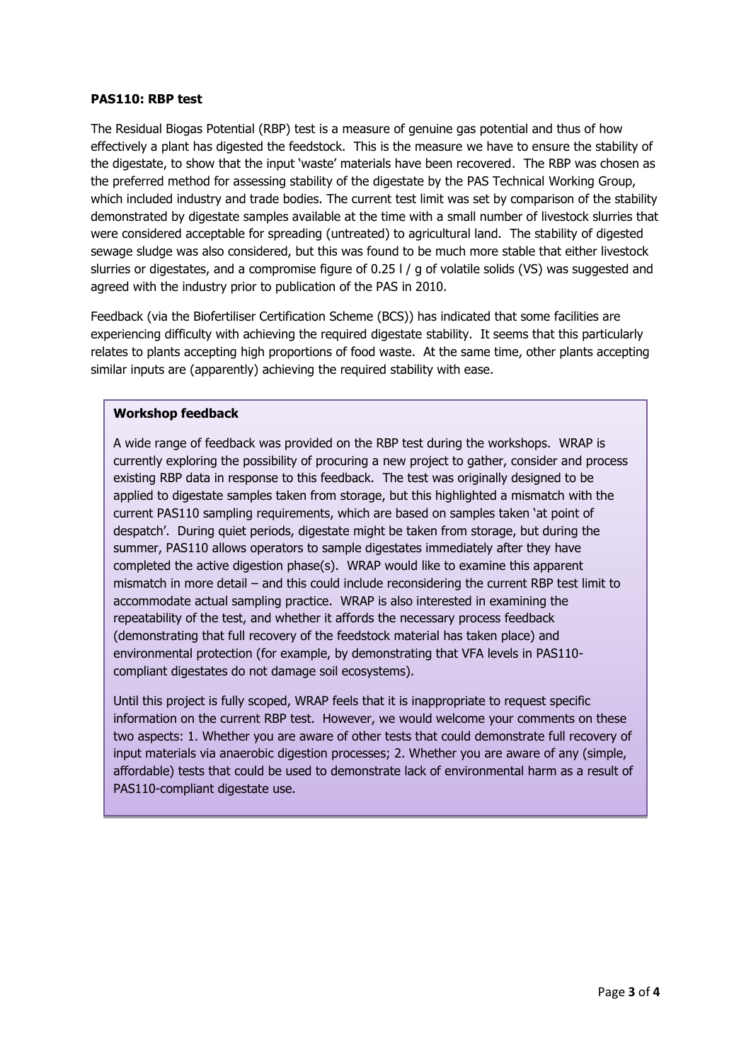**PAS110: RBP test**

The Residual Biogas Potential (RBP) test is a measure of genuine gas potential and thus of how effectively a plant has digested the feedstock. This is the measure we have to ensure the stability of the digestate, to show that the input 'waste' materials have been recovered. The RBP was chosen as the preferred method for assessing stability of the digestate by the PAS Technical Working Group, which included industry and trade bodies. The current test limit was set by comparison of the stability demonstrated by digestate samples available at the time with a small number of livestock slurries that were considered acceptable for spreading (untreated) to agricultural land. The stability of digested sewage sludge was also considered, but this was found to be much more stable that either livestock slurries or digestates, and a compromise figure of 0.25 l / g of volatile solids (VS) was suggested and agreed with the industry prior to publication of the PAS in 2010.

Feedback (via the Biofertiliser Certification Scheme (BCS)) has indicated that some facilities are experiencing difficulty with achieving the required digestate stability. It seems that this particularly relates to plants accepting high proportions of food waste. At the same time, other plants accepting similar inputs are (apparently) achieving the required stability with ease.

**Workshop feedback**

A wide range of feedback was provided on the RBP test during the workshops. WRAP is currently exploring the possibility of procuring a new project to gather, consider and process existing RBP data in response to this feedback. The test was originally designed to be applied to digestate samples taken from storage, but this highlighted a mismatch with the current PAS110 sampling requirements, which are based on samples taken 'at point of despatch'. During quiet periods, digestate might be taken from storage, but during the summer, PAS110 allows operators to sample digestates immediately after they have completed the active digestion phase(s). WRAP would like to examine this apparent mismatch in more detail – and this could include reconsidering the current RBP test limit to accommodate actual sampling practice. WRAP is also interested in examining the repeatability of the test, and whether it affords the necessary process feedback (demonstrating that full recovery of the feedstock material has taken place) and environmental protection (for example, by demonstrating that VFA levels in PAS110-compliant digestates do not damage soil ecosystems).

Until this project is fully scoped, WRAP feels that it is inappropriate to request specific information on the current RBP test. However, we would welcome your comments on these two aspects: 1. Whether you are aware of other tests that could demonstrate full recovery of input materials via anaerobic digestion processes; 2. Whether you are aware of any (simple, affordable) tests that could be used to demonstrate lack of environmental harm as a result of PAS110-compliant digestate use.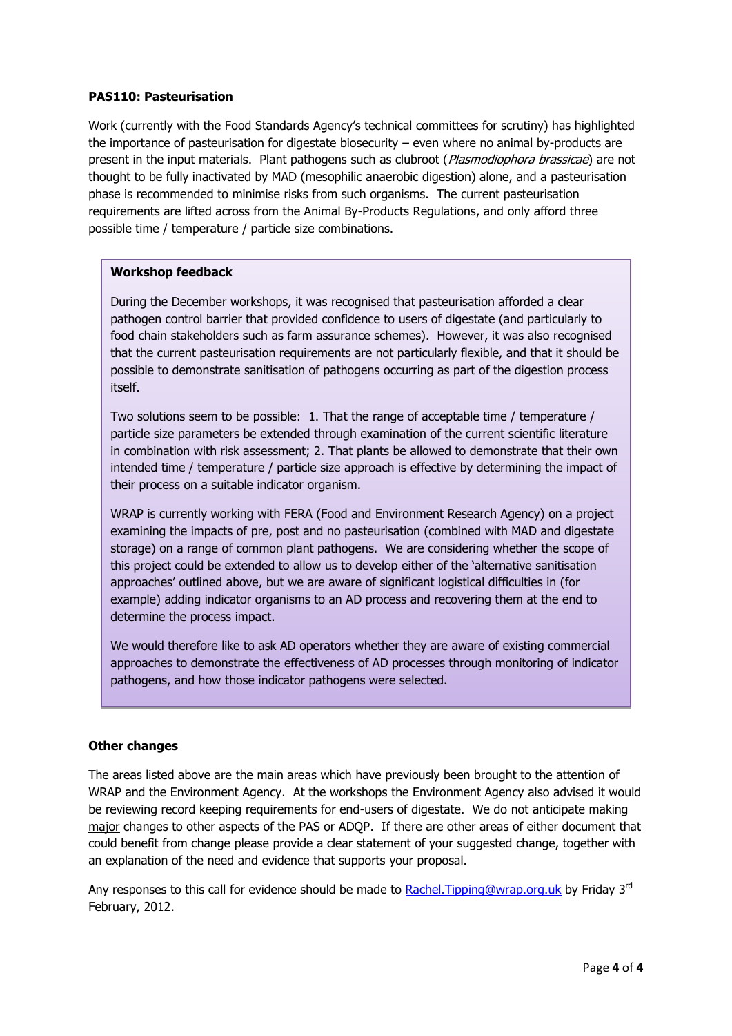**PAS110: Pasteurisation**

Work (currently with the Food Standards Agency's technical committees for scrutiny) has highlighted the importance of pasteurisation for digestate biosecurity – even where no animal by-products are present in the input materials. Plant pathogens such as clubroot (*Plasmodiophora brassicae*) are not thought to be fully inactivated by MAD (mesophilic anaerobic digestion) alone, and a pasteurisation phase is recommended to minimise risks from such organisms. The current pasteurisation requirements are lifted across from the Animal By-Products Regulations, and only afford three possible time / temperature / particle size combinations.

> **Workshop feedback**
>
> During the December workshops, it was recognised that pasteurisation afforded a clear pathogen control barrier that provided confidence to users of digestate (and particularly to food chain stakeholders such as farm assurance schemes). However, it was also recognised that the current pasteurisation requirements are not particularly flexible, and that it should be possible to demonstrate sanitisation of pathogens occurring as part of the digestion process itself.
>
> Two solutions seem to be possible: 1. That the range of acceptable time / temperature / particle size parameters be extended through examination of the current scientific literature in combination with risk assessment; 2. That plants be allowed to demonstrate that their own intended time / temperature / particle size approach is effective by determining the impact of their process on a suitable indicator organism.
>
> WRAP is currently working with FERA (Food and Environment Research Agency) on a project examining the impacts of pre, post and no pasteurisation (combined with MAD and digestate storage) on a range of common plant pathogens. We are considering whether the scope of this project could be extended to allow us to develop either of the 'alternative sanitisation approaches' outlined above, but we are aware of significant logistical difficulties in (for example) adding indicator organisms to an AD process and recovering them at the end to determine the process impact.
>
> We would therefore like to ask AD operators whether they are aware of existing commercial approaches to demonstrate the effectiveness of AD processes through monitoring of indicator pathogens, and how those indicator pathogens were selected.

**Other changes**

The areas listed above are the main areas which have previously been brought to the attention of WRAP and the Environment Agency. At the workshops the Environment Agency also advised it would be reviewing record keeping requirements for end-users of digestate. We do not anticipate making major changes to other aspects of the PAS or ADQP. If there are other areas of either document that could benefit from change please provide a clear statement of your suggested change, together with an explanation of the need and evidence that supports your proposal.

Any responses to this call for evidence should be made to Rachel.Tipping@wrap.org.uk by Friday 3rd February, 2012.